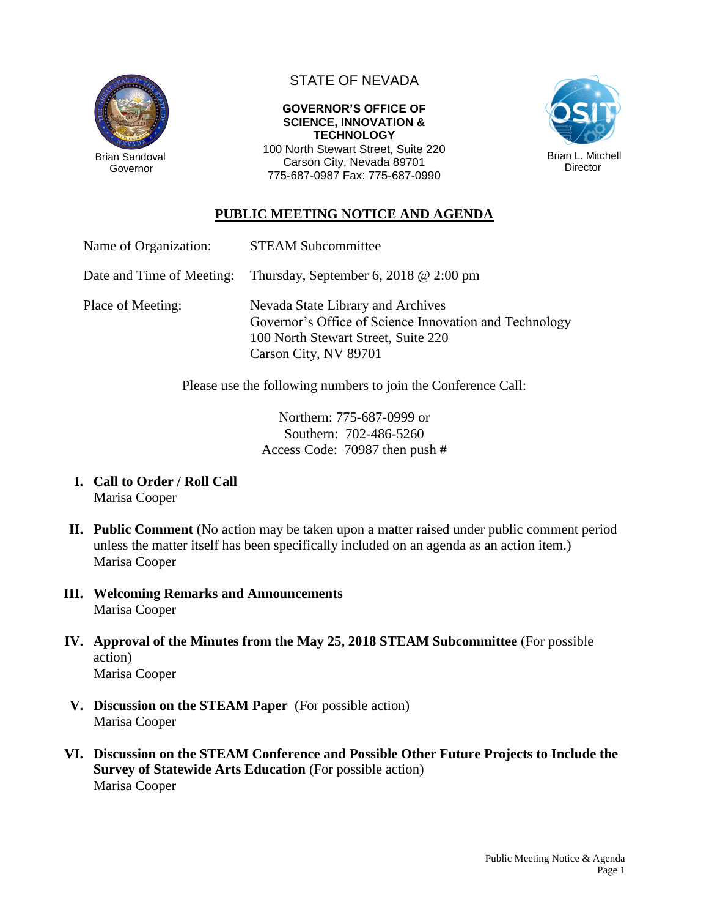Brian Sandoval
Governor

STATE OF NEVADA

**GOVERNOR'S OFFICE OF SCIENCE, INNOVATION & TECHNOLOGY**
100 North Stewart Street, Suite 220
Carson City, Nevada 89701
775-687-0987 Fax: 775-687-0990

Brian L. Mitchell
Director

# PUBLIC MEETING NOTICE AND AGENDA

Name of Organization: STEAM Subcommittee

Date and Time of Meeting: Thursday, September 6, 2018 @ 2:00 pm

Place of Meeting: Nevada State Library and Archives
Governor's Office of Science Innovation and Technology
100 North Stewart Street, Suite 220
Carson City, NV 89701

Please use the following numbers to join the Conference Call:

Northern: 775-687-0999 or
Southern: 702-486-5260
Access Code: 70987 then push #

I. **Call to Order / Roll Call**
Marisa Cooper

II. **Public Comment** (No action may be taken upon a matter raised under public comment period unless the matter itself has been specifically included on an agenda as an action item.)
Marisa Cooper

III. **Welcoming Remarks and Announcements**
Marisa Cooper

IV. **Approval of the Minutes from the May 25, 2018 STEAM Subcommittee** (For possible action)
Marisa Cooper

V. **Discussion on the STEAM Paper** (For possible action)
Marisa Cooper

VI. **Discussion on the STEAM Conference and Possible Other Future Projects to Include the Survey of Statewide Arts Education** (For possible action)
Marisa Cooper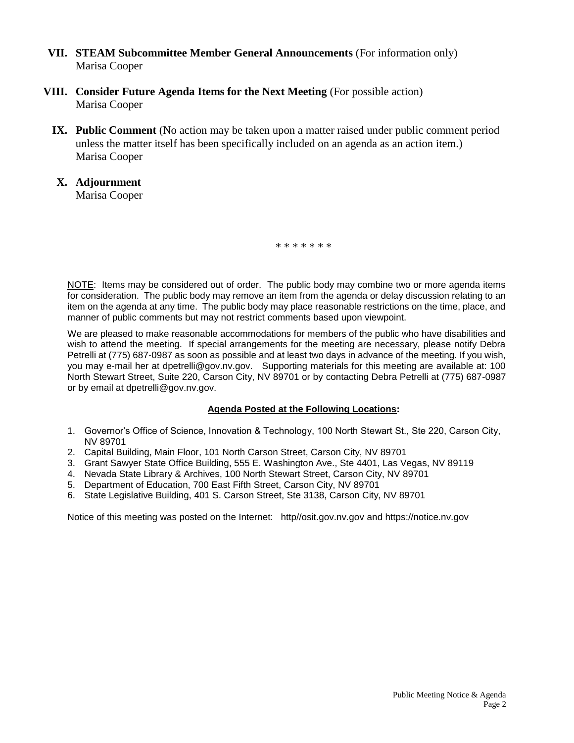**VII. STEAM Subcommittee Member General Announcements** (For information only)
Marisa Cooper

**VIII. Consider Future Agenda Items for the Next Meeting** (For possible action)
Marisa Cooper

**IX. Public Comment** (No action may be taken upon a matter raised under public comment period unless the matter itself has been specifically included on an agenda as an action item.)
Marisa Cooper

**X. Adjournment**
Marisa Cooper

* * * * * * *

NOTE: Items may be considered out of order. The public body may combine two or more agenda items for consideration. The public body may remove an item from the agenda or delay discussion relating to an item on the agenda at any time. The public body may place reasonable restrictions on the time, place, and manner of public comments but may not restrict comments based upon viewpoint.

We are pleased to make reasonable accommodations for members of the public who have disabilities and wish to attend the meeting. If special arrangements for the meeting are necessary, please notify Debra Petrelli at (775) 687-0987 as soon as possible and at least two days in advance of the meeting. If you wish, you may e-mail her at dpetrelli@gov.nv.gov. Supporting materials for this meeting are available at: 100 North Stewart Street, Suite 220, Carson City, NV 89701 or by contacting Debra Petrelli at (775) 687-0987 or by email at dpetrelli@gov.nv.gov.

**Agenda Posted at the Following Locations:**

1. Governor's Office of Science, Innovation & Technology, 100 North Stewart St., Ste 220, Carson City, NV 89701
2. Capital Building, Main Floor, 101 North Carson Street, Carson City, NV 89701
3. Grant Sawyer State Office Building, 555 E. Washington Ave., Ste 4401, Las Vegas, NV 89119
4. Nevada State Library & Archives, 100 North Stewart Street, Carson City, NV 89701
5. Department of Education, 700 East Fifth Street, Carson City, NV 89701
6. State Legislative Building, 401 S. Carson Street, Ste 3138, Carson City, NV 89701

Notice of this meeting was posted on the Internet: http//osit.gov.nv.gov and https://notice.nv.gov